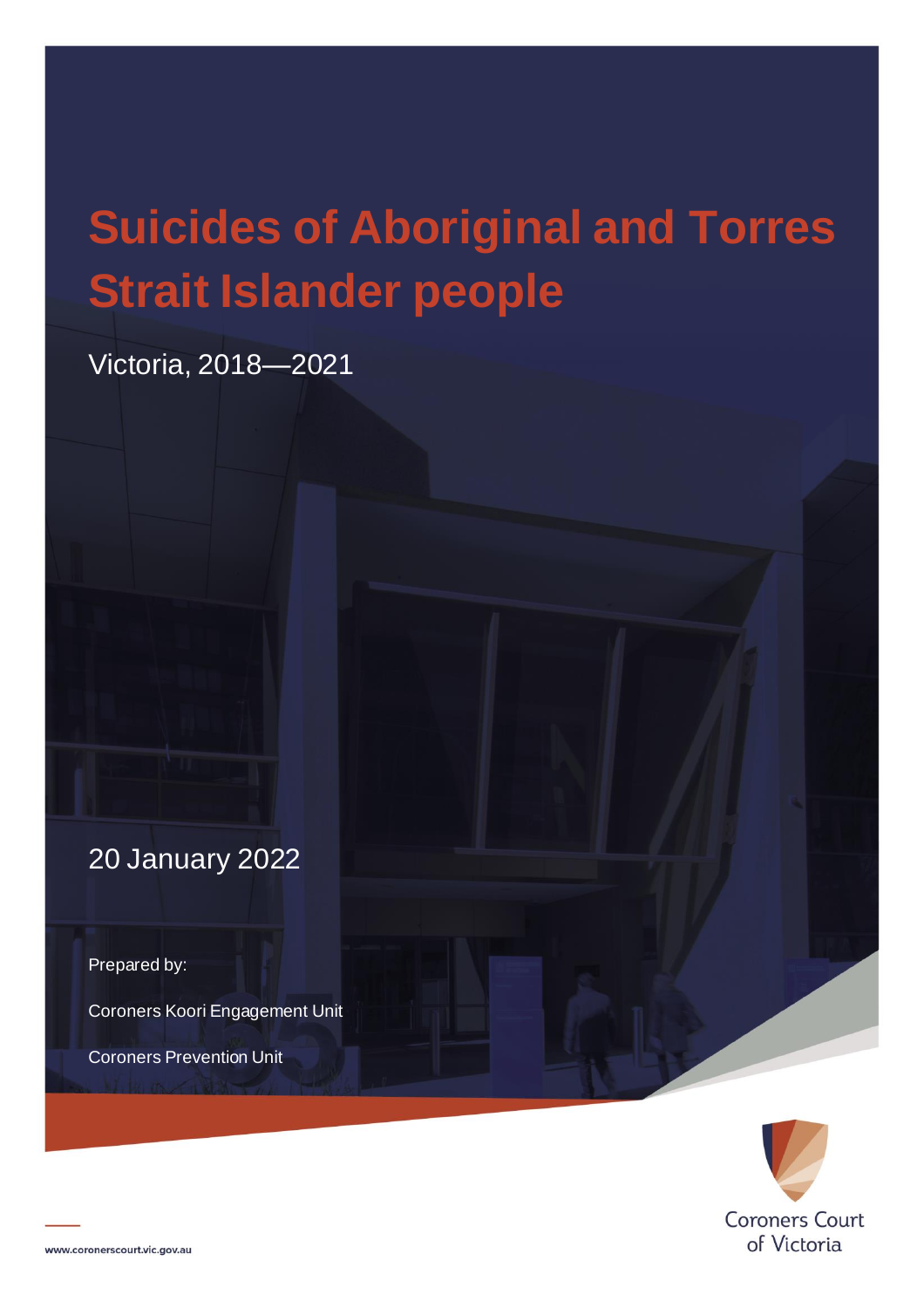# Suicides of Aboriginal and Torres Strait Islander people

Victoria, 2018—2021

20 January 2022

Prepared by:

Coroners Koori Engagement Unit

Coroners Prevention Unit

Coroners Court of Victoria

www.coronerscourt.vic.gov.au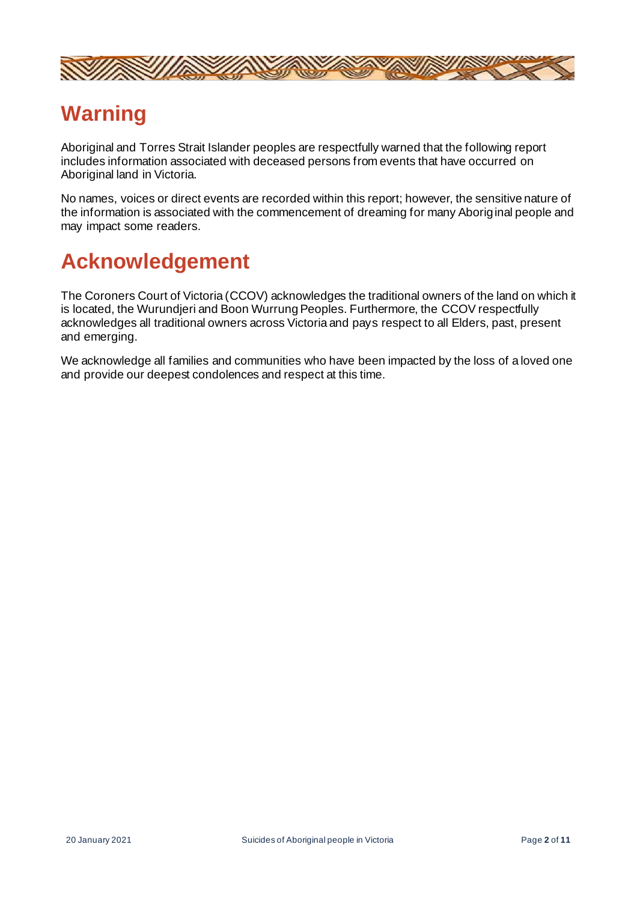# Warning

Aboriginal and Torres Strait Islander peoples are respectfully warned that the following report includes information associated with deceased persons from events that have occurred on Aboriginal land in Victoria.

No names, voices or direct events are recorded within this report; however, the sensitive nature of the information is associated with the commencement of dreaming for many Aboriginal people and may impact some readers.

# Acknowledgement

The Coroners Court of Victoria (CCOV) acknowledges the traditional owners of the land on which it is located, the Wurundjeri and Boon Wurrung Peoples. Furthermore, the CCOV respectfully acknowledges all traditional owners across Victoria and pays respect to all Elders, past, present and emerging.

We acknowledge all families and communities who have been impacted by the loss of a loved one and provide our deepest condolences and respect at this time.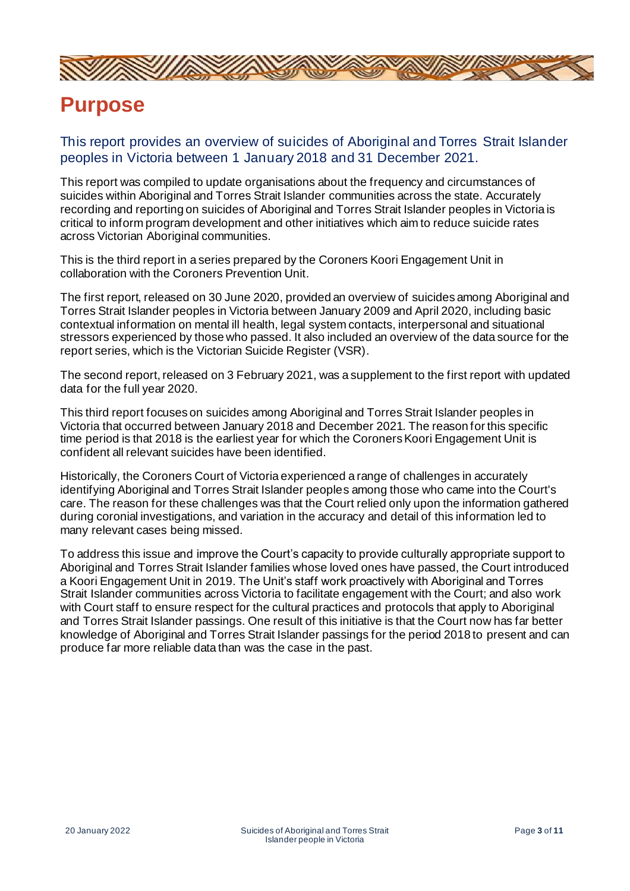# Purpose

## This report provides an overview of suicides of Aboriginal and Torres Strait Islander peoples in Victoria between 1 January 2018 and 31 December 2021.

This report was compiled to update organisations about the frequency and circumstances of suicides within Aboriginal and Torres Strait Islander communities across the state. Accurately recording and reporting on suicides of Aboriginal and Torres Strait Islander peoples in Victoria is critical to inform program development and other initiatives which aim to reduce suicide rates across Victorian Aboriginal communities.

This is the third report in a series prepared by the Coroners Koori Engagement Unit in collaboration with the Coroners Prevention Unit.

The first report, released on 30 June 2020, provided an overview of suicides among Aboriginal and Torres Strait Islander peoples in Victoria between January 2009 and April 2020, including basic contextual information on mental ill health, legal system contacts, interpersonal and situational stressors experienced by those who passed. It also included an overview of the data source for the report series, which is the Victorian Suicide Register (VSR).

The second report, released on 3 February 2021, was a supplement to the first report with updated data for the full year 2020.

This third report focuses on suicides among Aboriginal and Torres Strait Islander peoples in Victoria that occurred between January 2018 and December 2021. The reason for this specific time period is that 2018 is the earliest year for which the Coroners Koori Engagement Unit is confident all relevant suicides have been identified.

Historically, the Coroners Court of Victoria experienced a range of challenges in accurately identifying Aboriginal and Torres Strait Islander peoples among those who came into the Court's care. The reason for these challenges was that the Court relied only upon the information gathered during coronial investigations, and variation in the accuracy and detail of this information led to many relevant cases being missed.

To address this issue and improve the Court's capacity to provide culturally appropriate support to Aboriginal and Torres Strait Islander families whose loved ones have passed, the Court introduced a Koori Engagement Unit in 2019. The Unit's staff work proactively with Aboriginal and Torres Strait Islander communities across Victoria to facilitate engagement with the Court; and also work with Court staff to ensure respect for the cultural practices and protocols that apply to Aboriginal and Torres Strait Islander passings. One result of this initiative is that the Court now has far better knowledge of Aboriginal and Torres Strait Islander passings for the period 2018 to present and can produce far more reliable data than was the case in the past.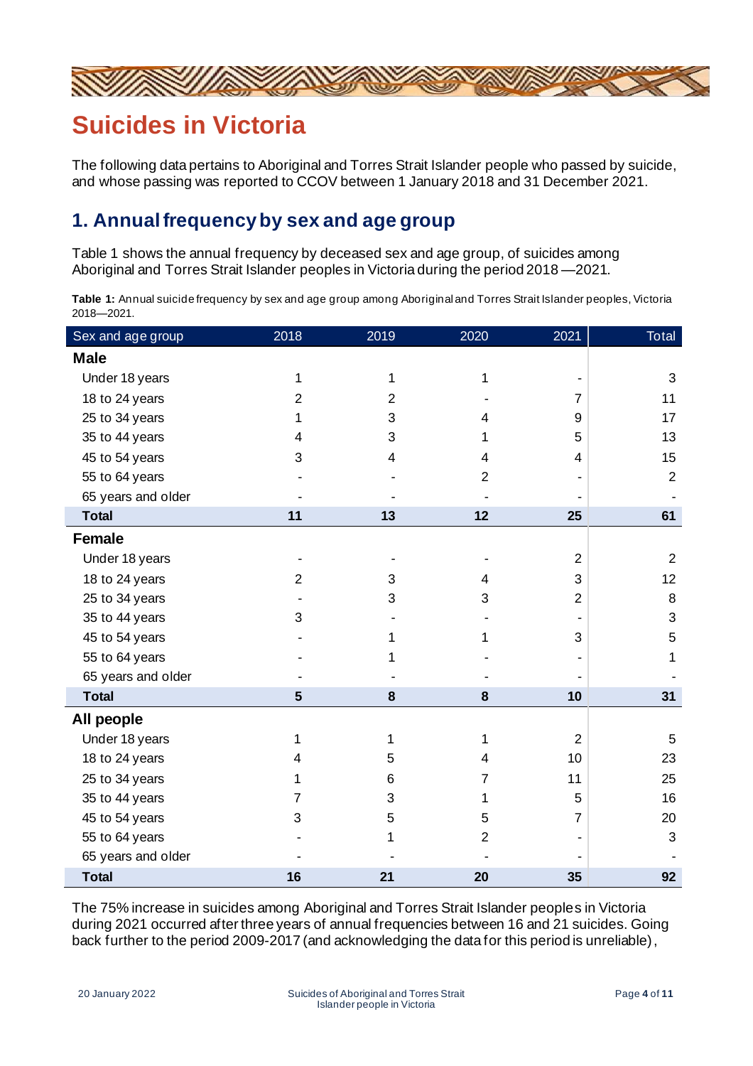# Suicides in Victoria

The following data pertains to Aboriginal and Torres Strait Islander people who passed by suicide, and whose passing was reported to CCOV between 1 January 2018 and 31 December 2021.

## 1. Annual frequency by sex and age group

Table 1 shows the annual frequency by deceased sex and age group, of suicides among Aboriginal and Torres Strait Islander peoples in Victoria during the period 2018—2021.

**Table 1:** Annual suicide frequency by sex and age group among Aboriginal and Torres Strait Islander peoples, Victoria 2018—2021.

| Sex and age group | 2018 | 2019 | 2020 | 2021 | Total |
|---|---|---|---|---|---|
| **Male** | | | | | |
| Under 18 years | 1 | 1 | 1 | - | 3 |
| 18 to 24 years | 2 | 2 | - | 7 | 11 |
| 25 to 34 years | 1 | 3 | 4 | 9 | 17 |
| 35 to 44 years | 4 | 3 | 1 | 5 | 13 |
| 45 to 54 years | 3 | 4 | 4 | 4 | 15 |
| 55 to 64 years | - | - | 2 | - | 2 |
| 65 years and older | - | - | - | - | - |
| **Total** | **11** | **13** | **12** | **25** | **61** |
| **Female** | | | | | |
| Under 18 years | - | - | - | 2 | 2 |
| 18 to 24 years | 2 | 3 | 4 | 3 | 12 |
| 25 to 34 years | - | 3 | 3 | 2 | 8 |
| 35 to 44 years | 3 | - | - | - | 3 |
| 45 to 54 years | - | 1 | 1 | 3 | 5 |
| 55 to 64 years | - | 1 | - | - | 1 |
| 65 years and older | - | - | - | - | - |
| **Total** | **5** | **8** | **8** | **10** | **31** |
| **All people** | | | | | |
| Under 18 years | 1 | 1 | 1 | 2 | 5 |
| 18 to 24 years | 4 | 5 | 4 | 10 | 23 |
| 25 to 34 years | 1 | 6 | 7 | 11 | 25 |
| 35 to 44 years | 7 | 3 | 1 | 5 | 16 |
| 45 to 54 years | 3 | 5 | 5 | 7 | 20 |
| 55 to 64 years | - | 1 | 2 | - | 3 |
| 65 years and older | - | - | - | - | - |
| **Total** | **16** | **21** | **20** | **35** | **92** |

The 75% increase in suicides among Aboriginal and Torres Strait Islander peoples in Victoria during 2021 occurred after three years of annual frequencies between 16 and 21 suicides. Going back further to the period 2009-2017 (and acknowledging the data for this period is unreliable),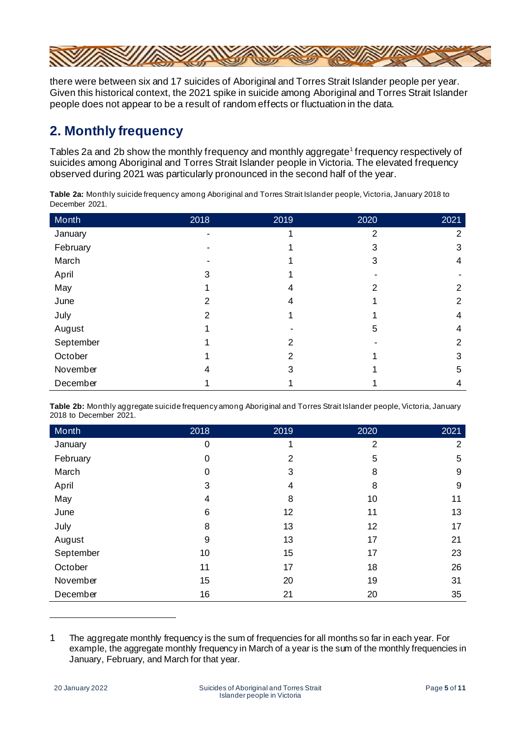there were between six and 17 suicides of Aboriginal and Torres Strait Islander people per year. Given this historical context, the 2021 spike in suicide among Aboriginal and Torres Strait Islander people does not appear to be a result of random effects or fluctuation in the data.

## 2. Monthly frequency

Tables 2a and 2b show the monthly frequency and monthly aggregate[1] frequency respectively of suicides among Aboriginal and Torres Strait Islander people in Victoria. The elevated frequency observed during 2021 was particularly pronounced in the second half of the year.

**Table 2a:** Monthly suicide frequency among Aboriginal and Torres Strait Islander people, Victoria, January 2018 to December 2021.

| Month | 2018 | 2019 | 2020 | 2021 |
|---|---|---|---|---|
| January | - | 1 | 2 | 2 |
| February | - | 1 | 3 | 3 |
| March | - | 1 | 3 | 4 |
| April | 3 | 1 | - | - |
| May | 1 | 4 | 2 | 2 |
| June | 2 | 4 | 1 | 2 |
| July | 2 | 1 | 1 | 4 |
| August | 1 | - | 5 | 4 |
| September | 1 | 2 | - | 2 |
| October | 1 | 2 | 1 | 3 |
| November | 4 | 3 | 1 | 5 |
| December | 1 | 1 | 1 | 4 |

**Table 2b:** Monthly aggregate suicide frequency among Aboriginal and Torres Strait Islander people, Victoria, January 2018 to December 2021.

| Month | 2018 | 2019 | 2020 | 2021 |
|---|---|---|---|---|
| January | 0 | 1 | 2 | 2 |
| February | 0 | 2 | 5 | 5 |
| March | 0 | 3 | 8 | 9 |
| April | 3 | 4 | 8 | 9 |
| May | 4 | 8 | 10 | 11 |
| June | 6 | 12 | 11 | 13 |
| July | 8 | 13 | 12 | 17 |
| August | 9 | 13 | 17 | 21 |
| September | 10 | 15 | 17 | 23 |
| October | 11 | 17 | 18 | 26 |
| November | 15 | 20 | 19 | 31 |
| December | 16 | 21 | 20 | 35 |

---

1 The aggregate monthly frequency is the sum of frequencies for all months so far in each year. For example, the aggregate monthly frequency in March of a year is the sum of the monthly frequencies in January, February, and March for that year.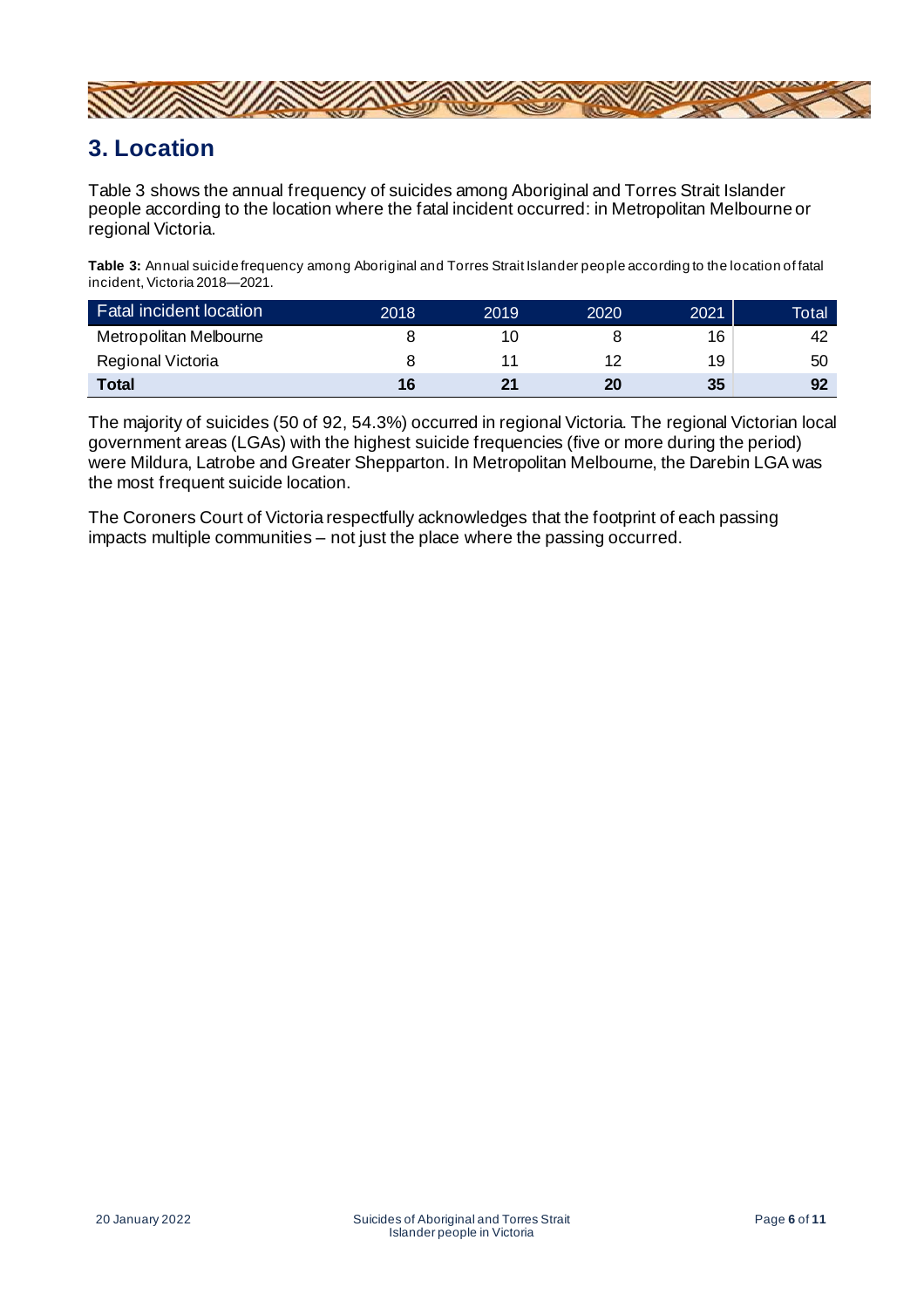## 3. Location

Table 3 shows the annual frequency of suicides among Aboriginal and Torres Strait Islander people according to the location where the fatal incident occurred: in Metropolitan Melbourne or regional Victoria.

**Table 3:** Annual suicide frequency among Aboriginal and Torres Strait Islander people according to the location of fatal incident, Victoria 2018—2021.

| Fatal incident location | 2018 | 2019 | 2020 | 2021 | Total |
|---|---|---|---|---|---|
| Metropolitan Melbourne | 8 | 10 | 8 | 16 | 42 |
| Regional Victoria | 8 | 11 | 12 | 19 | 50 |
| **Total** | **16** | **21** | **20** | **35** | **92** |

The majority of suicides (50 of 92, 54.3%) occurred in regional Victoria. The regional Victorian local government areas (LGAs) with the highest suicide frequencies (five or more during the period) were Mildura, Latrobe and Greater Shepparton. In Metropolitan Melbourne, the Darebin LGA was the most frequent suicide location.

The Coroners Court of Victoria respectfully acknowledges that the footprint of each passing impacts multiple communities – not just the place where the passing occurred.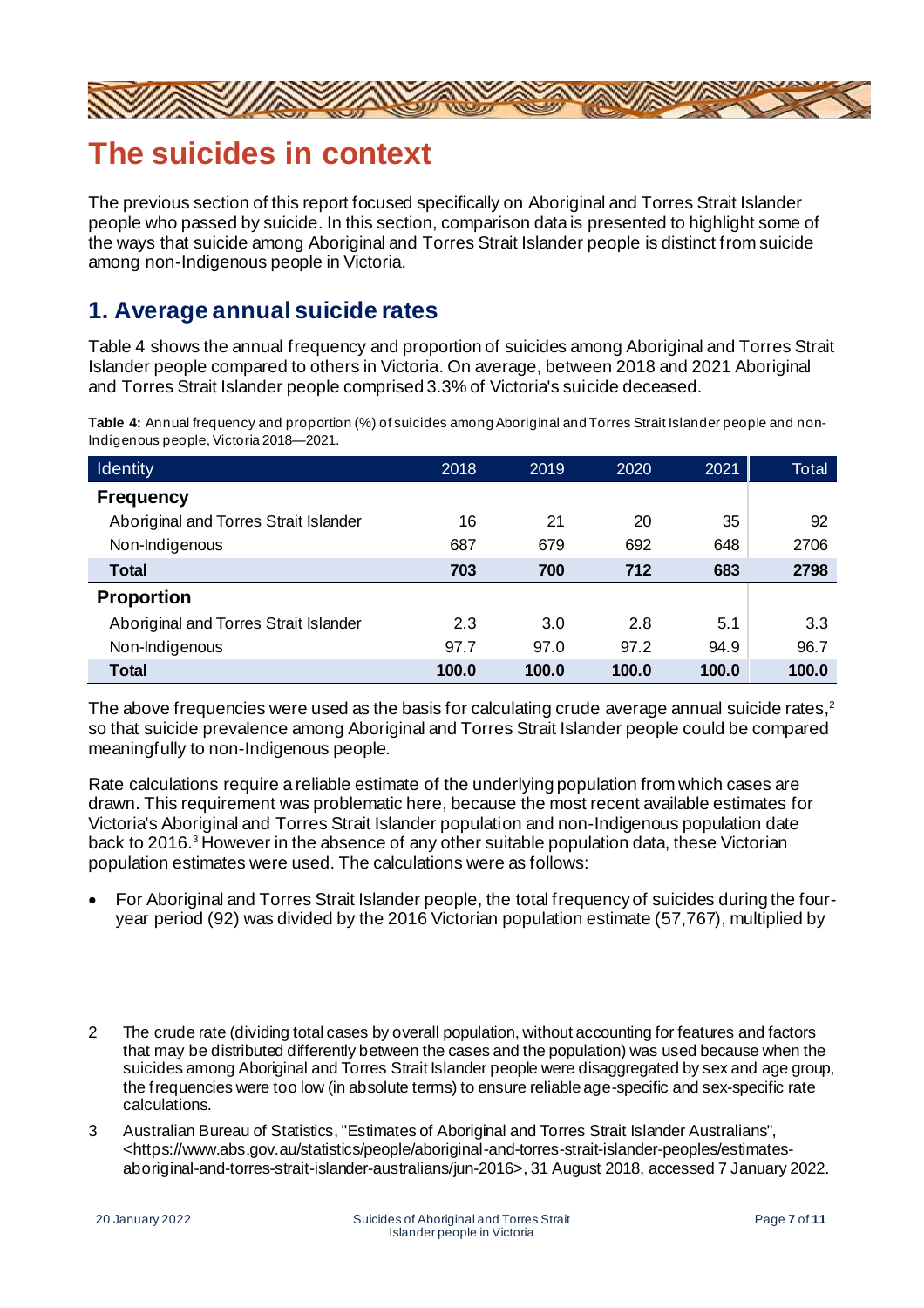# The suicides in context

The previous section of this report focused specifically on Aboriginal and Torres Strait Islander people who passed by suicide. In this section, comparison data is presented to highlight some of the ways that suicide among Aboriginal and Torres Strait Islander people is distinct from suicide among non-Indigenous people in Victoria.

## 1. Average annual suicide rates

Table 4 shows the annual frequency and proportion of suicides among Aboriginal and Torres Strait Islander people compared to others in Victoria. On average, between 2018 and 2021 Aboriginal and Torres Strait Islander people comprised 3.3% of Victoria's suicide deceased.

**Table 4:** Annual frequency and proportion (%) of suicides among Aboriginal and Torres Strait Islander people and non-Indigenous people, Victoria 2018—2021.

| Identity | 2018 | 2019 | 2020 | 2021 | Total |
|---|---|---|---|---|---|
| **Frequency** | | | | | |
| Aboriginal and Torres Strait Islander | 16 | 21 | 20 | 35 | 92 |
| Non-Indigenous | 687 | 679 | 692 | 648 | 2706 |
| **Total** | **703** | **700** | **712** | **683** | **2798** |
| **Proportion** | | | | | |
| Aboriginal and Torres Strait Islander | 2.3 | 3.0 | 2.8 | 5.1 | 3.3 |
| Non-Indigenous | 97.7 | 97.0 | 97.2 | 94.9 | 96.7 |
| **Total** | **100.0** | **100.0** | **100.0** | **100.0** | **100.0** |

The above frequencies were used as the basis for calculating crude average annual suicide rates,[2] so that suicide prevalence among Aboriginal and Torres Strait Islander people could be compared meaningfully to non-Indigenous people.

Rate calculations require a reliable estimate of the underlying population from which cases are drawn. This requirement was problematic here, because the most recent available estimates for Victoria's Aboriginal and Torres Strait Islander population and non-Indigenous population date back to 2016.[3] However in the absence of any other suitable population data, these Victorian population estimates were used. The calculations were as follows:

- For Aboriginal and Torres Strait Islander people, the total frequency of suicides during the four-year period (92) was divided by the 2016 Victorian population estimate (57,767), multiplied by

---

2 The crude rate (dividing total cases by overall population, without accounting for features and factors that may be distributed differently between the cases and the population) was used because when the suicides among Aboriginal and Torres Strait Islander people were disaggregated by sex and age group, the frequencies were too low (in absolute terms) to ensure reliable age-specific and sex-specific rate calculations.

3 Australian Bureau of Statistics, "Estimates of Aboriginal and Torres Strait Islander Australians", <https://www.abs.gov.au/statistics/people/aboriginal-and-torres-strait-islander-peoples/estimates-aboriginal-and-torres-strait-islander-australians/jun-2016>, 31 August 2018, accessed 7 January 2022.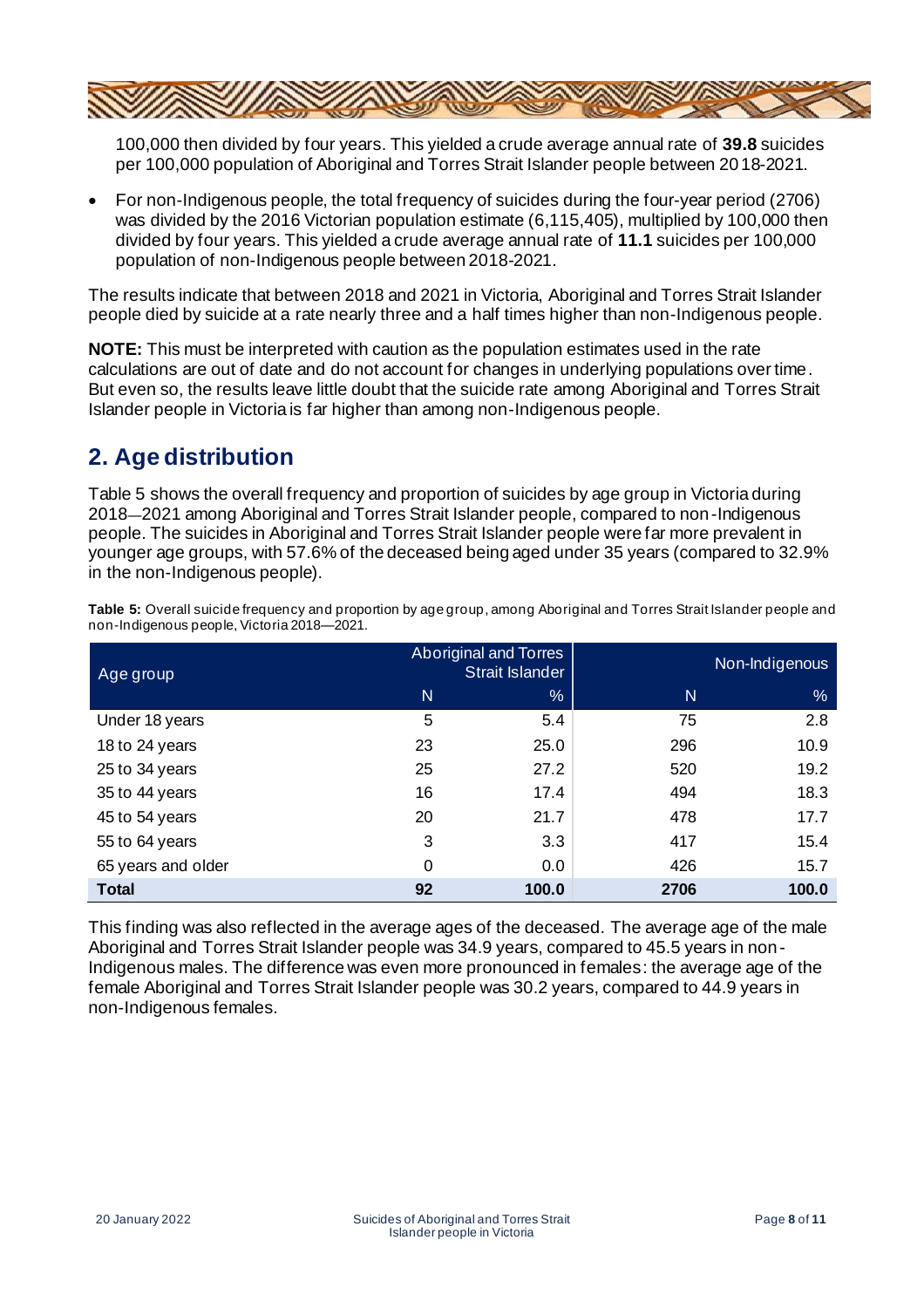100,000 then divided by four years. This yielded a crude average annual rate of **39.8** suicides per 100,000 population of Aboriginal and Torres Strait Islander people between 2018-2021.

- For non-Indigenous people, the total frequency of suicides during the four-year period (2706) was divided by the 2016 Victorian population estimate (6,115,405), multiplied by 100,000 then divided by four years. This yielded a crude average annual rate of **11.1** suicides per 100,000 population of non-Indigenous people between 2018-2021.

The results indicate that between 2018 and 2021 in Victoria, Aboriginal and Torres Strait Islander people died by suicide at a rate nearly three and a half times higher than non-Indigenous people.

**NOTE:** This must be interpreted with caution as the population estimates used in the rate calculations are out of date and do not account for changes in underlying populations over time. But even so, the results leave little doubt that the suicide rate among Aboriginal and Torres Strait Islander people in Victoria is far higher than among non-Indigenous people.

## 2. Age distribution

Table 5 shows the overall frequency and proportion of suicides by age group in Victoria during 2018—2021 among Aboriginal and Torres Strait Islander people, compared to non-Indigenous people. The suicides in Aboriginal and Torres Strait Islander people were far more prevalent in younger age groups, with 57.6% of the deceased being aged under 35 years (compared to 32.9% in the non-Indigenous people).

**Table 5:** Overall suicide frequency and proportion by age group, among Aboriginal and Torres Strait Islander people and non-Indigenous people, Victoria 2018—2021.

| Age group | Aboriginal and Torres Strait Islander | | Non-Indigenous | |
|---|---|---|---|---|
| | N | % | N | % |
| Under 18 years | 5 | 5.4 | 75 | 2.8 |
| 18 to 24 years | 23 | 25.0 | 296 | 10.9 |
| 25 to 34 years | 25 | 27.2 | 520 | 19.2 |
| 35 to 44 years | 16 | 17.4 | 494 | 18.3 |
| 45 to 54 years | 20 | 21.7 | 478 | 17.7 |
| 55 to 64 years | 3 | 3.3 | 417 | 15.4 |
| 65 years and older | 0 | 0.0 | 426 | 15.7 |
| **Total** | **92** | **100.0** | **2706** | **100.0** |

This finding was also reflected in the average ages of the deceased. The average age of the male Aboriginal and Torres Strait Islander people was 34.9 years, compared to 45.5 years in non-Indigenous males. The difference was even more pronounced in females: the average age of the female Aboriginal and Torres Strait Islander people was 30.2 years, compared to 44.9 years in non-Indigenous females.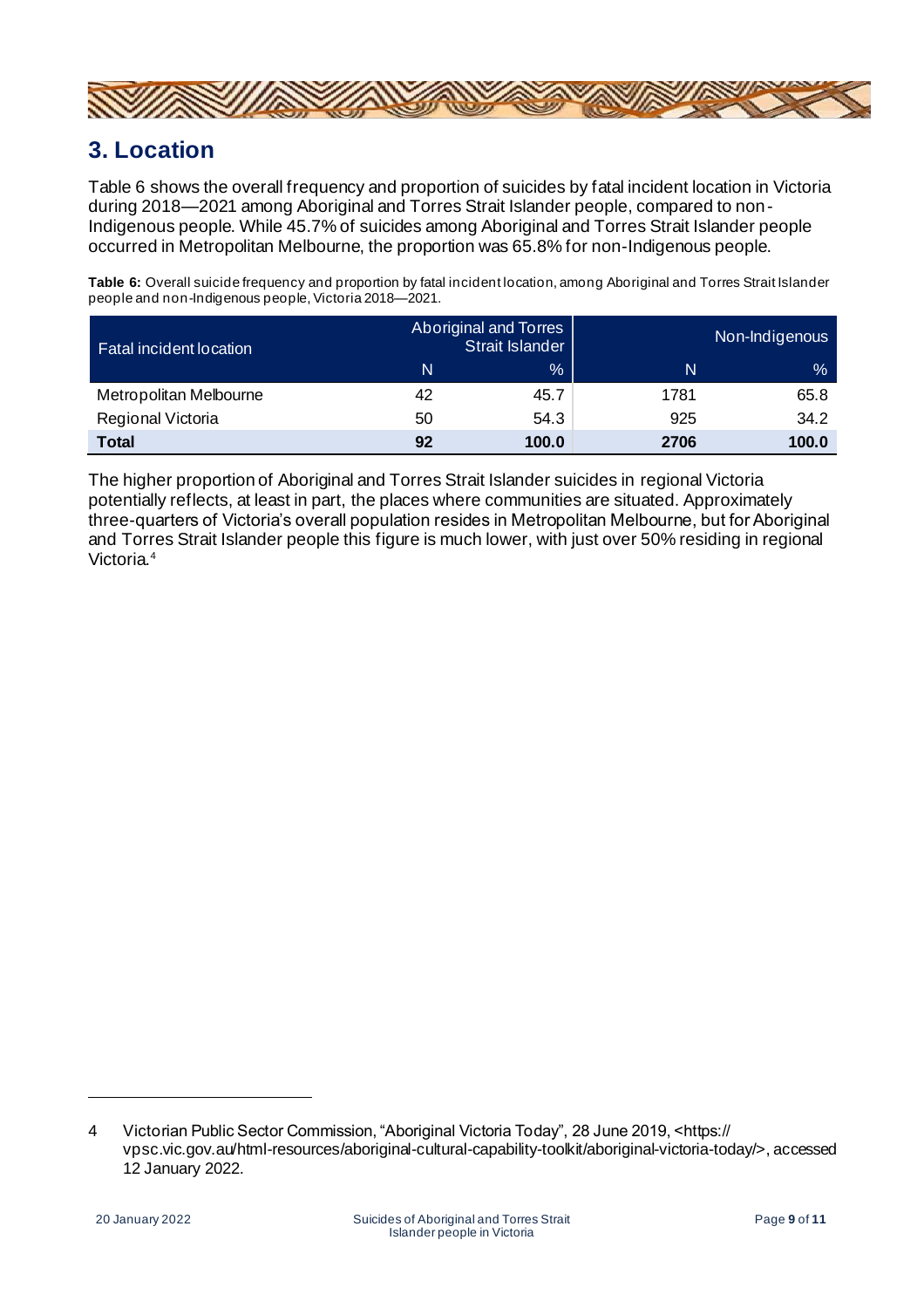## 3. Location

Table 6 shows the overall frequency and proportion of suicides by fatal incident location in Victoria during 2018—2021 among Aboriginal and Torres Strait Islander people, compared to non-Indigenous people. While 45.7% of suicides among Aboriginal and Torres Strait Islander people occurred in Metropolitan Melbourne, the proportion was 65.8% for non-Indigenous people.

**Table 6:** Overall suicide frequency and proportion by fatal incident location, among Aboriginal and Torres Strait Islander people and non-Indigenous people, Victoria 2018—2021.

| Fatal incident location | Aboriginal and Torres Strait Islander | | Non-Indigenous | |
|---|---|---|---|---|
| | N | % | N | % |
| Metropolitan Melbourne | 42 | 45.7 | 1781 | 65.8 |
| Regional Victoria | 50 | 54.3 | 925 | 34.2 |
| **Total** | **92** | **100.0** | **2706** | **100.0** |

The higher proportion of Aboriginal and Torres Strait Islander suicides in regional Victoria potentially reflects, at least in part, the places where communities are situated. Approximately three-quarters of Victoria's overall population resides in Metropolitan Melbourne, but for Aboriginal and Torres Strait Islander people this figure is much lower, with just over 50% residing in regional Victoria.[4]

---

4 Victorian Public Sector Commission, "Aboriginal Victoria Today", 28 June 2019, <https://vpsc.vic.gov.au/html-resources/aboriginal-cultural-capability-toolkit/aboriginal-victoria-today/>, accessed 12 January 2022.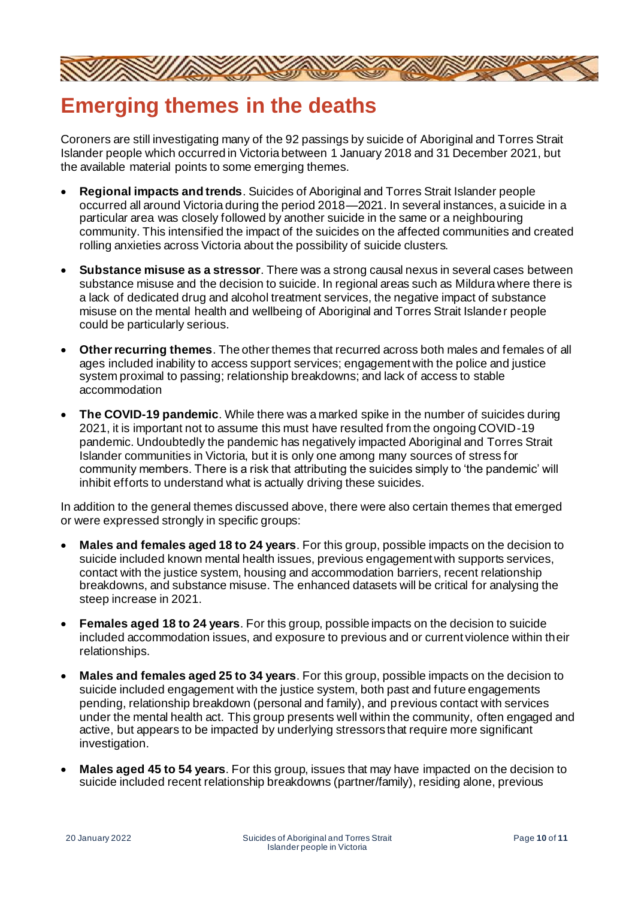# Emerging themes in the deaths

Coroners are still investigating many of the 92 passings by suicide of Aboriginal and Torres Strait Islander people which occurred in Victoria between 1 January 2018 and 31 December 2021, but the available material points to some emerging themes.

- **Regional impacts and trends**. Suicides of Aboriginal and Torres Strait Islander people occurred all around Victoria during the period 2018—2021. In several instances, a suicide in a particular area was closely followed by another suicide in the same or a neighbouring community. This intensified the impact of the suicides on the affected communities and created rolling anxieties across Victoria about the possibility of suicide clusters.
- **Substance misuse as a stressor**. There was a strong causal nexus in several cases between substance misuse and the decision to suicide. In regional areas such as Mildura where there is a lack of dedicated drug and alcohol treatment services, the negative impact of substance misuse on the mental health and wellbeing of Aboriginal and Torres Strait Islander people could be particularly serious.
- **Other recurring themes**. The other themes that recurred across both males and females of all ages included inability to access support services; engagement with the police and justice system proximal to passing; relationship breakdowns; and lack of access to stable accommodation
- **The COVID-19 pandemic**. While there was a marked spike in the number of suicides during 2021, it is important not to assume this must have resulted from the ongoing COVID-19 pandemic. Undoubtedly the pandemic has negatively impacted Aboriginal and Torres Strait Islander communities in Victoria, but it is only one among many sources of stress for community members. There is a risk that attributing the suicides simply to 'the pandemic' will inhibit efforts to understand what is actually driving these suicides.

In addition to the general themes discussed above, there were also certain themes that emerged or were expressed strongly in specific groups:

- **Males and females aged 18 to 24 years**. For this group, possible impacts on the decision to suicide included known mental health issues, previous engagement with supports services, contact with the justice system, housing and accommodation barriers, recent relationship breakdowns, and substance misuse. The enhanced datasets will be critical for analysing the steep increase in 2021.
- **Females aged 18 to 24 years**. For this group, possible impacts on the decision to suicide included accommodation issues, and exposure to previous and or current violence within their relationships.
- **Males and females aged 25 to 34 years**. For this group, possible impacts on the decision to suicide included engagement with the justice system, both past and future engagements pending, relationship breakdown (personal and family), and previous contact with services under the mental health act. This group presents well within the community, often engaged and active, but appears to be impacted by underlying stressors that require more significant investigation.
- **Males aged 45 to 54 years**. For this group, issues that may have impacted on the decision to suicide included recent relationship breakdowns (partner/family), residing alone, previous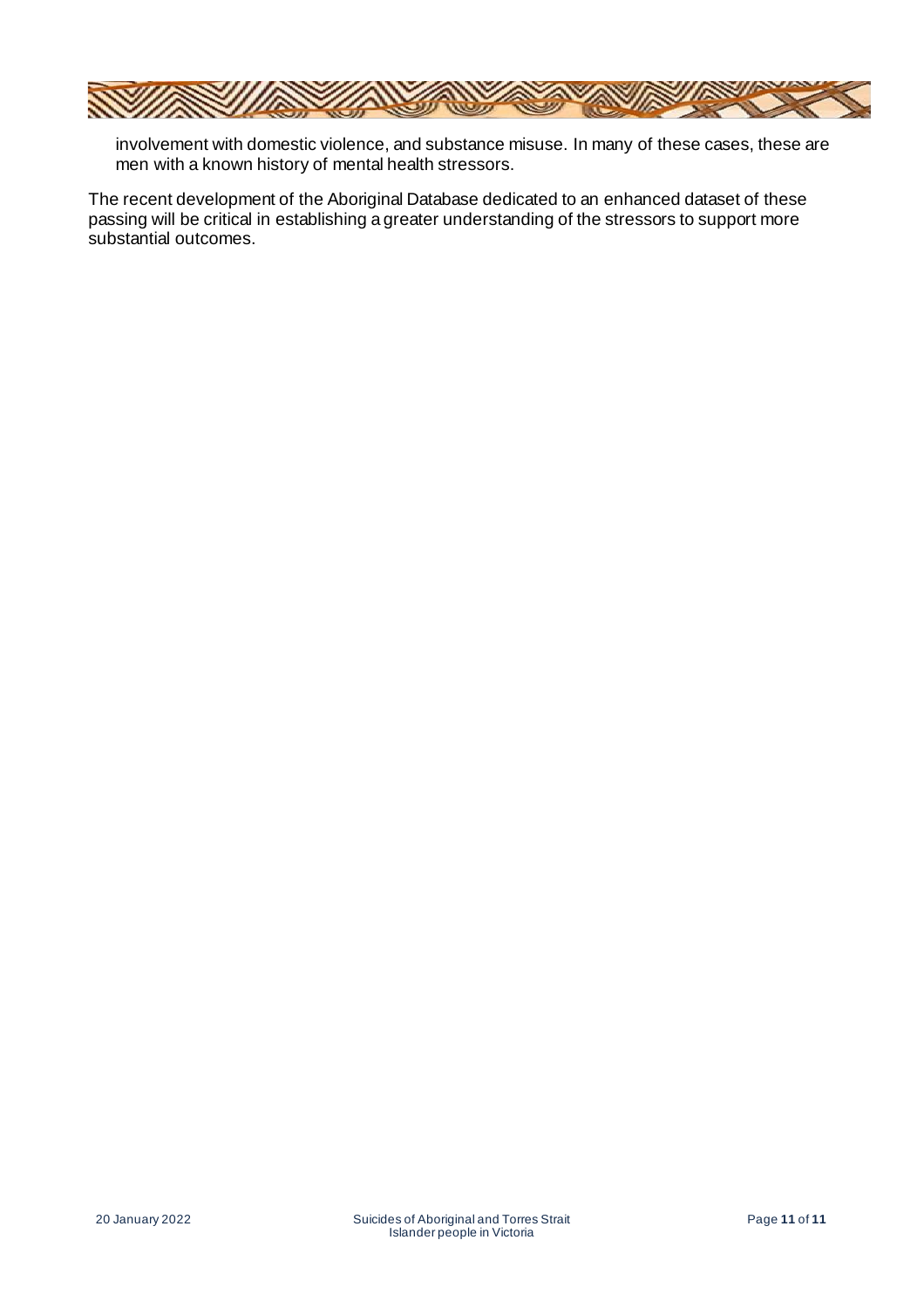involvement with domestic violence, and substance misuse. In many of these cases, these are men with a known history of mental health stressors.

The recent development of the Aboriginal Database dedicated to an enhanced dataset of these passing will be critical in establishing a greater understanding of the stressors to support more substantial outcomes.